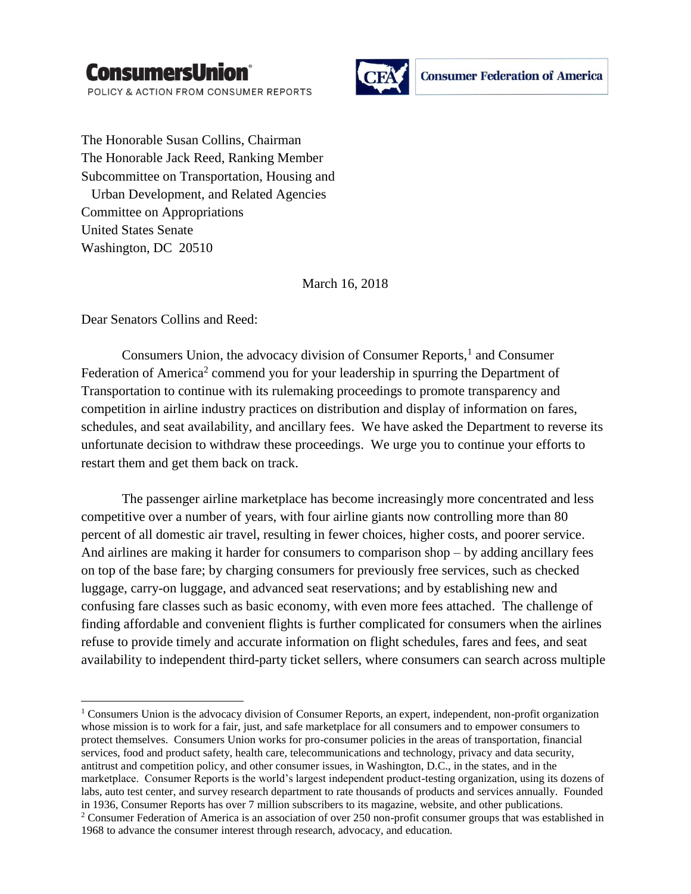ConsumersUnion®
POLICY & ACTION FROM CONSUMER REPORTS

CFA Consumer Federation of America

The Honorable Susan Collins, Chairman
The Honorable Jack Reed, Ranking Member
Subcommittee on Transportation, Housing and
Urban Development, and Related Agencies
Committee on Appropriations
United States Senate
Washington, DC 20510

March 16, 2018

Dear Senators Collins and Reed:

Consumers Union, the advocacy division of Consumer Reports,[1] and Consumer Federation of America[2] commend you for your leadership in spurring the Department of Transportation to continue with its rulemaking proceedings to promote transparency and competition in airline industry practices on distribution and display of information on fares, schedules, and seat availability, and ancillary fees. We have asked the Department to reverse its unfortunate decision to withdraw these proceedings. We urge you to continue your efforts to restart them and get them back on track.

The passenger airline marketplace has become increasingly more concentrated and less competitive over a number of years, with four airline giants now controlling more than 80 percent of all domestic air travel, resulting in fewer choices, higher costs, and poorer service. And airlines are making it harder for consumers to comparison shop – by adding ancillary fees on top of the base fare; by charging consumers for previously free services, such as checked luggage, carry-on luggage, and advanced seat reservations; and by establishing new and confusing fare classes such as basic economy, with even more fees attached. The challenge of finding affordable and convenient flights is further complicated for consumers when the airlines refuse to provide timely and accurate information on flight schedules, fares and fees, and seat availability to independent third-party ticket sellers, where consumers can search across multiple

---

[1] Consumers Union is the advocacy division of Consumer Reports, an expert, independent, non-profit organization whose mission is to work for a fair, just, and safe marketplace for all consumers and to empower consumers to protect themselves. Consumers Union works for pro-consumer policies in the areas of transportation, financial services, food and product safety, health care, telecommunications and technology, privacy and data security, antitrust and competition policy, and other consumer issues, in Washington, D.C., in the states, and in the marketplace. Consumer Reports is the world's largest independent product-testing organization, using its dozens of labs, auto test center, and survey research department to rate thousands of products and services annually. Founded in 1936, Consumer Reports has over 7 million subscribers to its magazine, website, and other publications.

[2] Consumer Federation of America is an association of over 250 non-profit consumer groups that was established in 1968 to advance the consumer interest through research, advocacy, and education.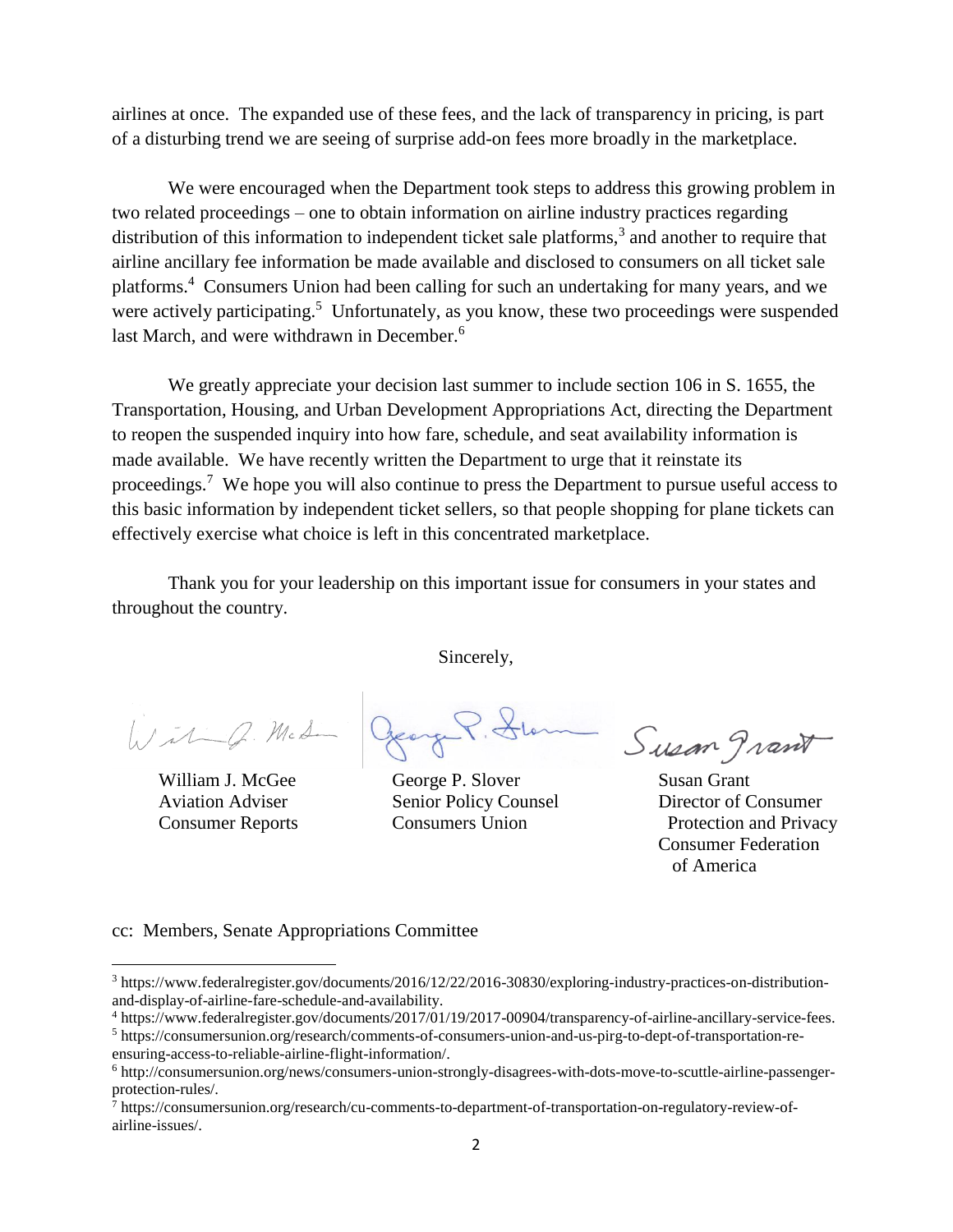airlines at once. The expanded use of these fees, and the lack of transparency in pricing, is part of a disturbing trend we are seeing of surprise add-on fees more broadly in the marketplace.

We were encouraged when the Department took steps to address this growing problem in two related proceedings – one to obtain information on airline industry practices regarding distribution of this information to independent ticket sale platforms,[3] and another to require that airline ancillary fee information be made available and disclosed to consumers on all ticket sale platforms.[4] Consumers Union had been calling for such an undertaking for many years, and we were actively participating.[5] Unfortunately, as you know, these two proceedings were suspended last March, and were withdrawn in December.[6]

We greatly appreciate your decision last summer to include section 106 in S. 1655, the Transportation, Housing, and Urban Development Appropriations Act, directing the Department to reopen the suspended inquiry into how fare, schedule, and seat availability information is made available. We have recently written the Department to urge that it reinstate its proceedings.[7] We hope you will also continue to press the Department to pursue useful access to this basic information by independent ticket sellers, so that people shopping for plane tickets can effectively exercise what choice is left in this concentrated marketplace.

Thank you for your leadership on this important issue for consumers in your states and throughout the country.

Sincerely,

| | | |
|---|---|---|
| William J. McGee | George P. Slover | Susan Grant |
| Aviation Adviser | Senior Policy Counsel | Director of Consumer Protection and Privacy |
| Consumer Reports | Consumers Union | Consumer Federation of America |

cc: Members, Senate Appropriations Committee

---

[3] https://www.federalregister.gov/documents/2016/12/22/2016-30830/exploring-industry-practices-on-distribution-and-display-of-airline-fare-schedule-and-availability.

[4] https://www.federalregister.gov/documents/2017/01/19/2017-00904/transparency-of-airline-ancillary-service-fees.

[5] https://consumersunion.org/research/comments-of-consumers-union-and-us-pirg-to-dept-of-transportation-re-ensuring-access-to-reliable-airline-flight-information/.

[6] http://consumersunion.org/news/consumers-union-strongly-disagrees-with-dots-move-to-scuttle-airline-passenger-protection-rules/.

[7] https://consumersunion.org/research/cu-comments-to-department-of-transportation-on-regulatory-review-of-airline-issues/.